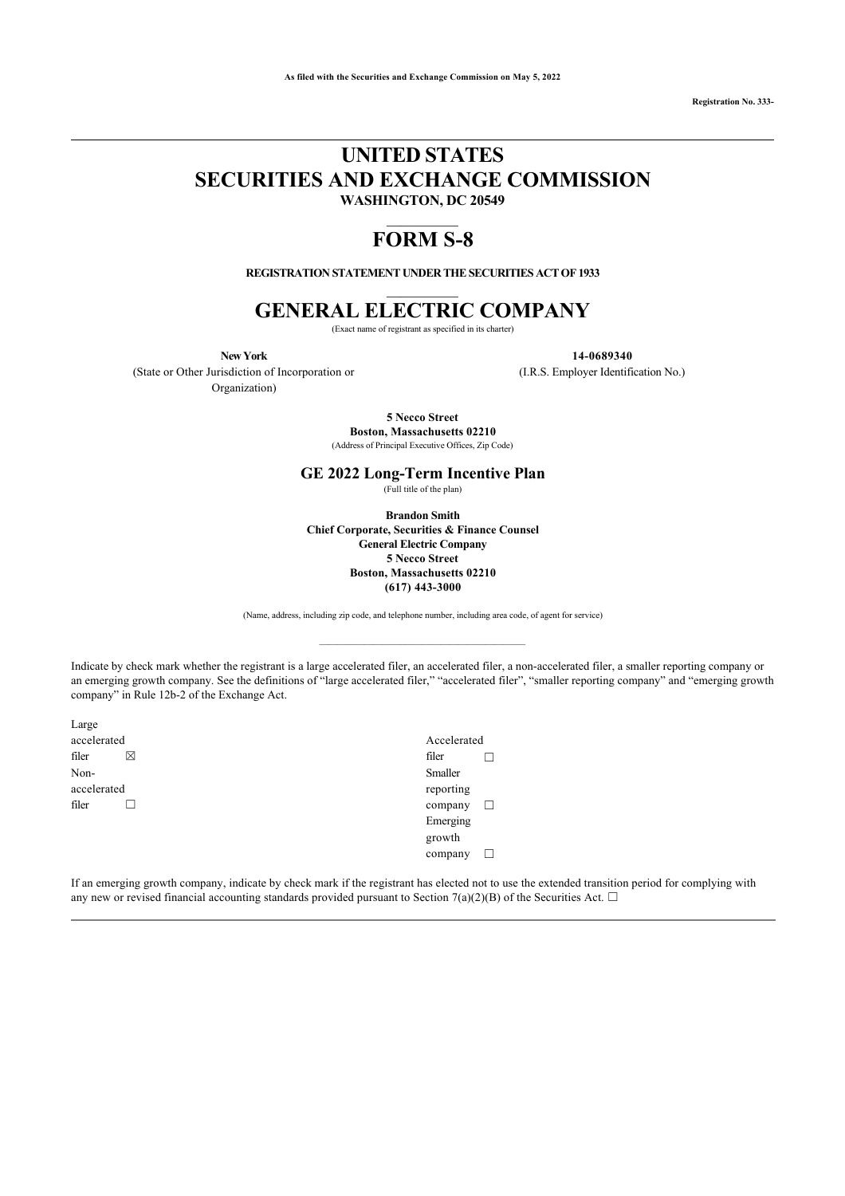As filed with the Securities and Exchange Commission on May 5, 2022

Registration No. 333-

# UNITED STATES
# SECURITIES AND EXCHANGE COMMISSION
**WASHINGTON, DC 20549**

# FORM S-8

**REGISTRATION STATEMENT UNDER THE SECURITIES ACT OF 1933**

# GENERAL ELECTRIC COMPANY
(Exact name of registrant as specified in its charter)

| | |
|---|---|
| **New York** | **14-0689340** |
| (State or Other Jurisdiction of Incorporation or Organization) | (I.R.S. Employer Identification No.) |

**5 Necco Street**
**Boston, Massachusetts 02210**
(Address of Principal Executive Offices, Zip Code)

## GE 2022 Long-Term Incentive Plan
(Full title of the plan)

**Brandon Smith**
**Chief Corporate, Securities & Finance Counsel**
**General Electric Company**
**5 Necco Street**
**Boston, Massachusetts 02210**
**(617) 443-3000**

(Name, address, including zip code, and telephone number, including area code, of agent for service)

Indicate by check mark whether the registrant is a large accelerated filer, an accelerated filer, a non-accelerated filer, a smaller reporting company or an emerging growth company. See the definitions of "large accelerated filer," "accelerated filer", "smaller reporting company" and "emerging growth company" in Rule 12b-2 of the Exchange Act.

| | | | |
|---|---|---|---|
| Large accelerated filer | ☒ | Accelerated filer | ☐ |
| Non-accelerated filer | ☐ | Smaller reporting company | ☐ |
| | | Emerging growth company | ☐ |

If an emerging growth company, indicate by check mark if the registrant has elected not to use the extended transition period for complying with any new or revised financial accounting standards provided pursuant to Section 7(a)(2)(B) of the Securities Act. ☐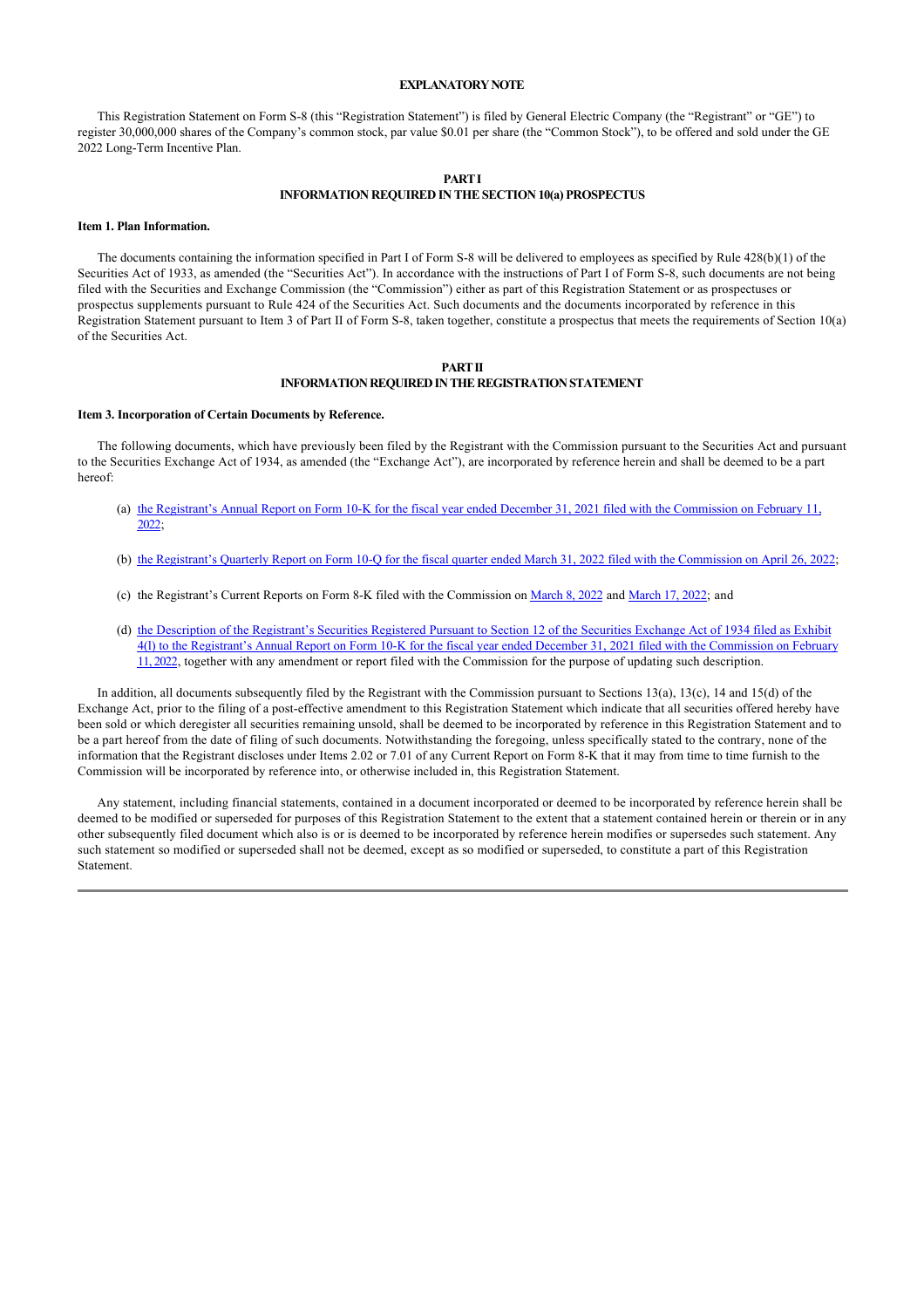## EXPLANATORY NOTE

This Registration Statement on Form S-8 (this "Registration Statement") is filed by General Electric Company (the "Registrant" or "GE") to register 30,000,000 shares of the Company's common stock, par value $0.01 per share (the "Common Stock"), to be offered and sold under the GE 2022 Long-Term Incentive Plan.

## PART I
## INFORMATION REQUIRED IN THE SECTION 10(a) PROSPECTUS

### Item 1. Plan Information.

The documents containing the information specified in Part I of Form S-8 will be delivered to employees as specified by Rule 428(b)(1) of the Securities Act of 1933, as amended (the "Securities Act"). In accordance with the instructions of Part I of Form S-8, such documents are not being filed with the Securities and Exchange Commission (the "Commission") either as part of this Registration Statement or as prospectuses or prospectus supplements pursuant to Rule 424 of the Securities Act. Such documents and the documents incorporated by reference in this Registration Statement pursuant to Item 3 of Part II of Form S-8, taken together, constitute a prospectus that meets the requirements of Section 10(a) of the Securities Act.

## PART II
## INFORMATION REQUIRED IN THE REGISTRATION STATEMENT

### Item 3. Incorporation of Certain Documents by Reference.

The following documents, which have previously been filed by the Registrant with the Commission pursuant to the Securities Act and pursuant to the Securities Exchange Act of 1934, as amended (the "Exchange Act"), are incorporated by reference herein and shall be deemed to be a part hereof:

(a) the Registrant's Annual Report on Form 10-K for the fiscal year ended December 31, 2021 filed with the Commission on February 11, 2022;

(b) the Registrant's Quarterly Report on Form 10-Q for the fiscal quarter ended March 31, 2022 filed with the Commission on April 26, 2022;

(c) the Registrant's Current Reports on Form 8-K filed with the Commission on March 8, 2022 and March 17, 2022; and

(d) the Description of the Registrant's Securities Registered Pursuant to Section 12 of the Securities Exchange Act of 1934 filed as Exhibit 4(l) to the Registrant's Annual Report on Form 10-K for the fiscal year ended December 31, 2021 filed with the Commission on February 11, 2022, together with any amendment or report filed with the Commission for the purpose of updating such description.

In addition, all documents subsequently filed by the Registrant with the Commission pursuant to Sections 13(a), 13(c), 14 and 15(d) of the Exchange Act, prior to the filing of a post-effective amendment to this Registration Statement which indicate that all securities offered hereby have been sold or which deregister all securities remaining unsold, shall be deemed to be incorporated by reference in this Registration Statement and to be a part hereof from the date of filing of such documents. Notwithstanding the foregoing, unless specifically stated to the contrary, none of the information that the Registrant discloses under Items 2.02 or 7.01 of any Current Report on Form 8-K that it may from time to time furnish to the Commission will be incorporated by reference into, or otherwise included in, this Registration Statement.

Any statement, including financial statements, contained in a document incorporated or deemed to be incorporated by reference herein shall be deemed to be modified or superseded for purposes of this Registration Statement to the extent that a statement contained herein or therein or in any other subsequently filed document which also is or is deemed to be incorporated by reference herein modifies or supersedes such statement. Any such statement so modified or superseded shall not be deemed, except as so modified or superseded, to constitute a part of this Registration Statement.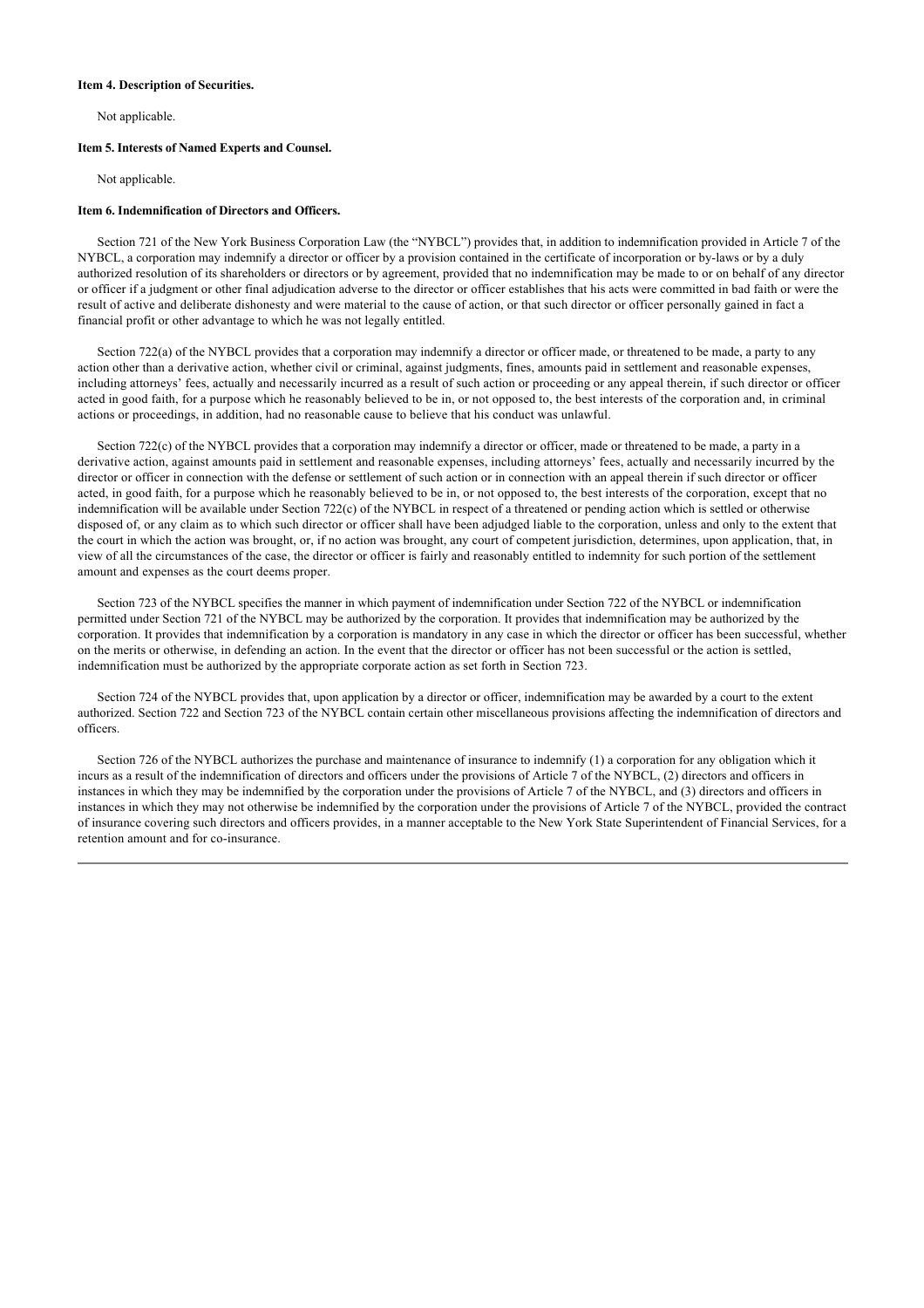**Item 4. Description of Securities.**

Not applicable.

**Item 5. Interests of Named Experts and Counsel.**

Not applicable.

**Item 6. Indemnification of Directors and Officers.**

Section 721 of the New York Business Corporation Law (the "NYBCL") provides that, in addition to indemnification provided in Article 7 of the NYBCL, a corporation may indemnify a director or officer by a provision contained in the certificate of incorporation or by-laws or by a duly authorized resolution of its shareholders or directors or by agreement, provided that no indemnification may be made to or on behalf of any director or officer if a judgment or other final adjudication adverse to the director or officer establishes that his acts were committed in bad faith or were the result of active and deliberate dishonesty and were material to the cause of action, or that such director or officer personally gained in fact a financial profit or other advantage to which he was not legally entitled.

Section 722(a) of the NYBCL provides that a corporation may indemnify a director or officer made, or threatened to be made, a party to any action other than a derivative action, whether civil or criminal, against judgments, fines, amounts paid in settlement and reasonable expenses, including attorneys' fees, actually and necessarily incurred as a result of such action or proceeding or any appeal therein, if such director or officer acted in good faith, for a purpose which he reasonably believed to be in, or not opposed to, the best interests of the corporation and, in criminal actions or proceedings, in addition, had no reasonable cause to believe that his conduct was unlawful.

Section 722(c) of the NYBCL provides that a corporation may indemnify a director or officer, made or threatened to be made, a party in a derivative action, against amounts paid in settlement and reasonable expenses, including attorneys' fees, actually and necessarily incurred by the director or officer in connection with the defense or settlement of such action or in connection with an appeal therein if such director or officer acted, in good faith, for a purpose which he reasonably believed to be in, or not opposed to, the best interests of the corporation, except that no indemnification will be available under Section 722(c) of the NYBCL in respect of a threatened or pending action which is settled or otherwise disposed of, or any claim as to which such director or officer shall have been adjudged liable to the corporation, unless and only to the extent that the court in which the action was brought, or, if no action was brought, any court of competent jurisdiction, determines, upon application, that, in view of all the circumstances of the case, the director or officer is fairly and reasonably entitled to indemnity for such portion of the settlement amount and expenses as the court deems proper.

Section 723 of the NYBCL specifies the manner in which payment of indemnification under Section 722 of the NYBCL or indemnification permitted under Section 721 of the NYBCL may be authorized by the corporation. It provides that indemnification may be authorized by the corporation. It provides that indemnification by a corporation is mandatory in any case in which the director or officer has been successful, whether on the merits or otherwise, in defending an action. In the event that the director or officer has not been successful or the action is settled, indemnification must be authorized by the appropriate corporate action as set forth in Section 723.

Section 724 of the NYBCL provides that, upon application by a director or officer, indemnification may be awarded by a court to the extent authorized. Section 722 and Section 723 of the NYBCL contain certain other miscellaneous provisions affecting the indemnification of directors and officers.

Section 726 of the NYBCL authorizes the purchase and maintenance of insurance to indemnify (1) a corporation for any obligation which it incurs as a result of the indemnification of directors and officers under the provisions of Article 7 of the NYBCL, (2) directors and officers in instances in which they may be indemnified by the corporation under the provisions of Article 7 of the NYBCL, and (3) directors and officers in instances in which they may not otherwise be indemnified by the corporation under the provisions of Article 7 of the NYBCL, provided the contract of insurance covering such directors and officers provides, in a manner acceptable to the New York State Superintendent of Financial Services, for a retention amount and for co-insurance.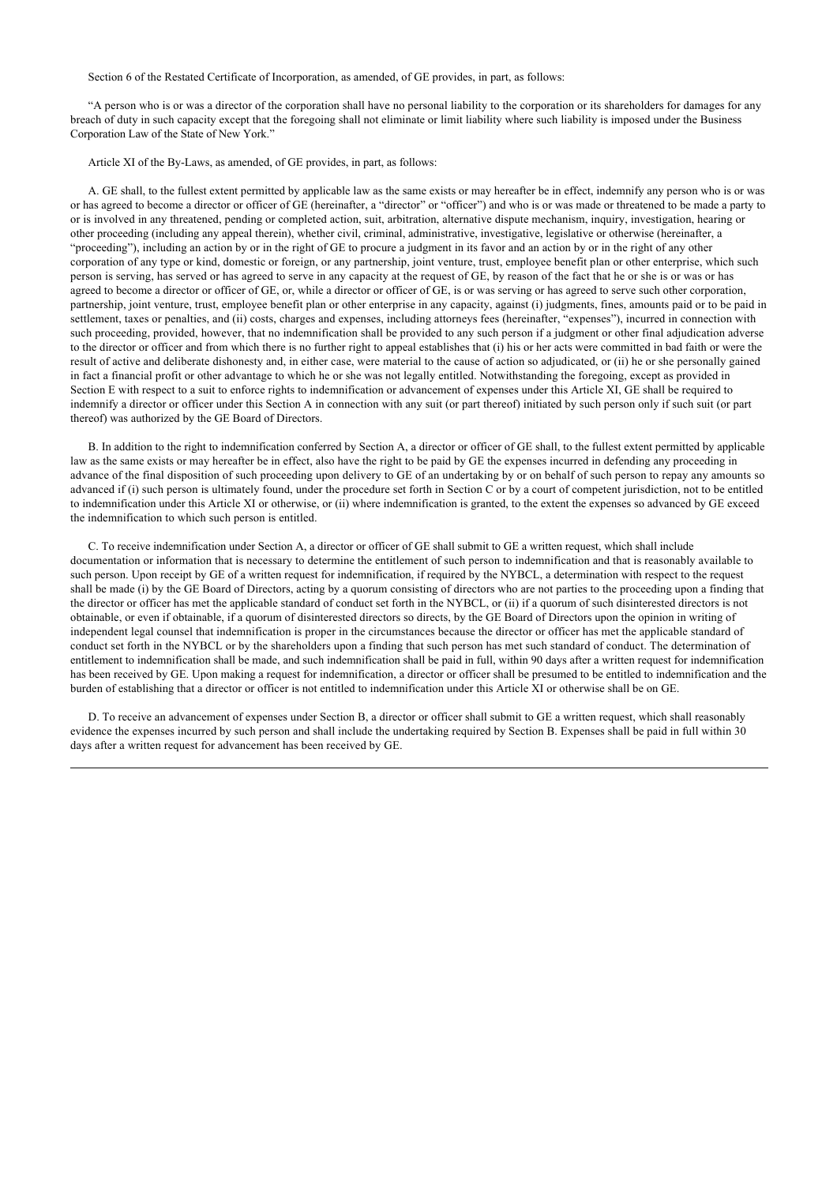Section 6 of the Restated Certificate of Incorporation, as amended, of GE provides, in part, as follows:

"A person who is or was a director of the corporation shall have no personal liability to the corporation or its shareholders for damages for any breach of duty in such capacity except that the foregoing shall not eliminate or limit liability where such liability is imposed under the Business Corporation Law of the State of New York."

Article XI of the By-Laws, as amended, of GE provides, in part, as follows:

A. GE shall, to the fullest extent permitted by applicable law as the same exists or may hereafter be in effect, indemnify any person who is or was or has agreed to become a director or officer of GE (hereinafter, a "director" or "officer") and who is or was made or threatened to be made a party to or is involved in any threatened, pending or completed action, suit, arbitration, alternative dispute mechanism, inquiry, investigation, hearing or other proceeding (including any appeal therein), whether civil, criminal, administrative, investigative, legislative or otherwise (hereinafter, a "proceeding"), including an action by or in the right of GE to procure a judgment in its favor and an action by or in the right of any other corporation of any type or kind, domestic or foreign, or any partnership, joint venture, trust, employee benefit plan or other enterprise, which such person is serving, has served or has agreed to serve in any capacity at the request of GE, by reason of the fact that he or she is or was or has agreed to become a director or officer of GE, or, while a director or officer of GE, is or was serving or has agreed to serve such other corporation, partnership, joint venture, trust, employee benefit plan or other enterprise in any capacity, against (i) judgments, fines, amounts paid or to be paid in settlement, taxes or penalties, and (ii) costs, charges and expenses, including attorneys fees (hereinafter, "expenses"), incurred in connection with such proceeding, provided, however, that no indemnification shall be provided to any such person if a judgment or other final adjudication adverse to the director or officer and from which there is no further right to appeal establishes that (i) his or her acts were committed in bad faith or were the result of active and deliberate dishonesty and, in either case, were material to the cause of action so adjudicated, or (ii) he or she personally gained in fact a financial profit or other advantage to which he or she was not legally entitled. Notwithstanding the foregoing, except as provided in Section E with respect to a suit to enforce rights to indemnification or advancement of expenses under this Article XI, GE shall be required to indemnify a director or officer under this Section A in connection with any suit (or part thereof) initiated by such person only if such suit (or part thereof) was authorized by the GE Board of Directors.

B. In addition to the right to indemnification conferred by Section A, a director or officer of GE shall, to the fullest extent permitted by applicable law as the same exists or may hereafter be in effect, also have the right to be paid by GE the expenses incurred in defending any proceeding in advance of the final disposition of such proceeding upon delivery to GE of an undertaking by or on behalf of such person to repay any amounts so advanced if (i) such person is ultimately found, under the procedure set forth in Section C or by a court of competent jurisdiction, not to be entitled to indemnification under this Article XI or otherwise, or (ii) where indemnification is granted, to the extent the expenses so advanced by GE exceed the indemnification to which such person is entitled.

C. To receive indemnification under Section A, a director or officer of GE shall submit to GE a written request, which shall include documentation or information that is necessary to determine the entitlement of such person to indemnification and that is reasonably available to such person. Upon receipt by GE of a written request for indemnification, if required by the NYBCL, a determination with respect to the request shall be made (i) by the GE Board of Directors, acting by a quorum consisting of directors who are not parties to the proceeding upon a finding that the director or officer has met the applicable standard of conduct set forth in the NYBCL, or (ii) if a quorum of such disinterested directors is not obtainable, or even if obtainable, if a quorum of disinterested directors so directs, by the GE Board of Directors upon the opinion in writing of independent legal counsel that indemnification is proper in the circumstances because the director or officer has met the applicable standard of conduct set forth in the NYBCL or by the shareholders upon a finding that such person has met such standard of conduct. The determination of entitlement to indemnification shall be made, and such indemnification shall be paid in full, within 90 days after a written request for indemnification has been received by GE. Upon making a request for indemnification, a director or officer shall be presumed to be entitled to indemnification and the burden of establishing that a director or officer is not entitled to indemnification under this Article XI or otherwise shall be on GE.

D. To receive an advancement of expenses under Section B, a director or officer shall submit to GE a written request, which shall reasonably evidence the expenses incurred by such person and shall include the undertaking required by Section B. Expenses shall be paid in full within 30 days after a written request for advancement has been received by GE.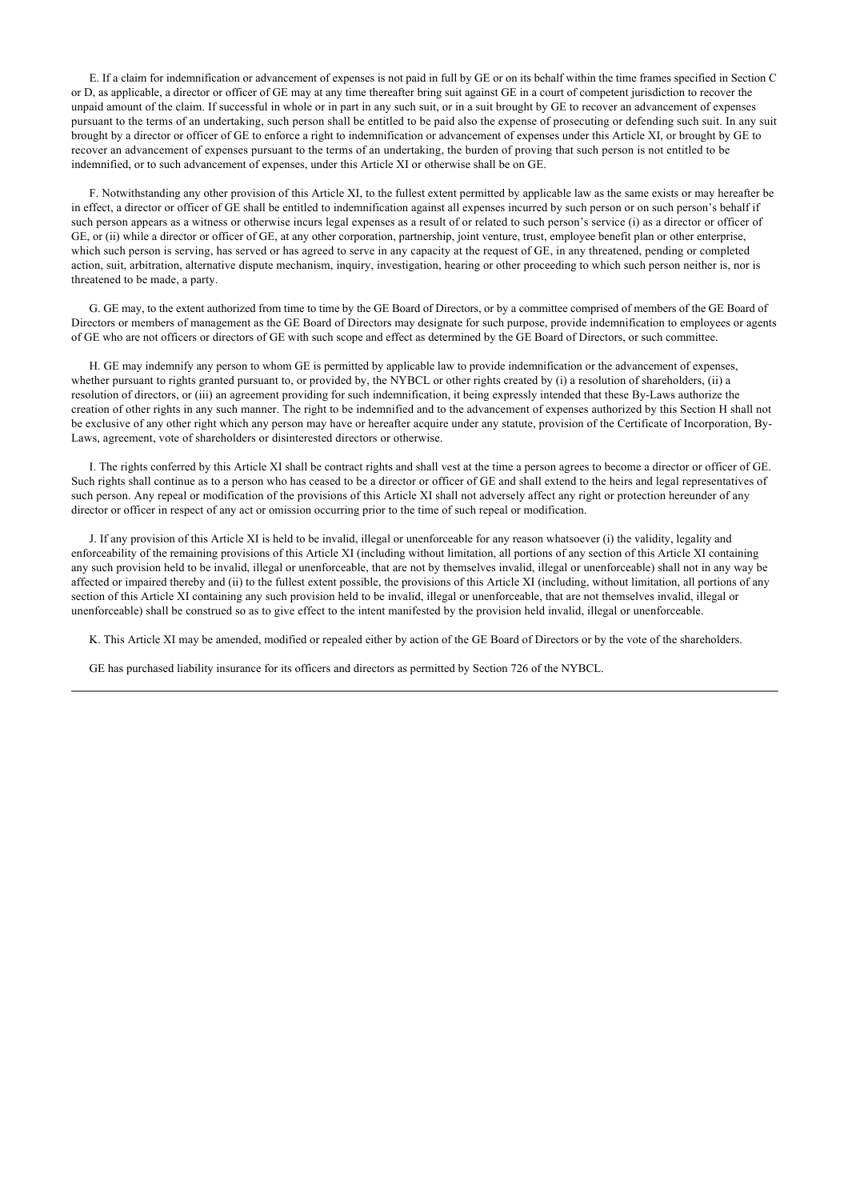E. If a claim for indemnification or advancement of expenses is not paid in full by GE or on its behalf within the time frames specified in Section C or D, as applicable, a director or officer of GE may at any time thereafter bring suit against GE in a court of competent jurisdiction to recover the unpaid amount of the claim. If successful in whole or in part in any such suit, or in a suit brought by GE to recover an advancement of expenses pursuant to the terms of an undertaking, such person shall be entitled to be paid also the expense of prosecuting or defending such suit. In any suit brought by a director or officer of GE to enforce a right to indemnification or advancement of expenses under this Article XI, or brought by GE to recover an advancement of expenses pursuant to the terms of an undertaking, the burden of proving that such person is not entitled to be indemnified, or to such advancement of expenses, under this Article XI or otherwise shall be on GE.

F. Notwithstanding any other provision of this Article XI, to the fullest extent permitted by applicable law as the same exists or may hereafter be in effect, a director or officer of GE shall be entitled to indemnification against all expenses incurred by such person or on such person's behalf if such person appears as a witness or otherwise incurs legal expenses as a result of or related to such person's service (i) as a director or officer of GE, or (ii) while a director or officer of GE, at any other corporation, partnership, joint venture, trust, employee benefit plan or other enterprise, which such person is serving, has served or has agreed to serve in any capacity at the request of GE, in any threatened, pending or completed action, suit, arbitration, alternative dispute mechanism, inquiry, investigation, hearing or other proceeding to which such person neither is, nor is threatened to be made, a party.

G. GE may, to the extent authorized from time to time by the GE Board of Directors, or by a committee comprised of members of the GE Board of Directors or members of management as the GE Board of Directors may designate for such purpose, provide indemnification to employees or agents of GE who are not officers or directors of GE with such scope and effect as determined by the GE Board of Directors, or such committee.

H. GE may indemnify any person to whom GE is permitted by applicable law to provide indemnification or the advancement of expenses, whether pursuant to rights granted pursuant to, or provided by, the NYBCL or other rights created by (i) a resolution of shareholders, (ii) a resolution of directors, or (iii) an agreement providing for such indemnification, it being expressly intended that these By-Laws authorize the creation of other rights in any such manner. The right to be indemnified and to the advancement of expenses authorized by this Section H shall not be exclusive of any other right which any person may have or hereafter acquire under any statute, provision of the Certificate of Incorporation, By-Laws, agreement, vote of shareholders or disinterested directors or otherwise.

I. The rights conferred by this Article XI shall be contract rights and shall vest at the time a person agrees to become a director or officer of GE. Such rights shall continue as to a person who has ceased to be a director or officer of GE and shall extend to the heirs and legal representatives of such person. Any repeal or modification of the provisions of this Article XI shall not adversely affect any right or protection hereunder of any director or officer in respect of any act or omission occurring prior to the time of such repeal or modification.

J. If any provision of this Article XI is held to be invalid, illegal or unenforceable for any reason whatsoever (i) the validity, legality and enforceability of the remaining provisions of this Article XI (including without limitation, all portions of any section of this Article XI containing any such provision held to be invalid, illegal or unenforceable, that are not by themselves invalid, illegal or unenforceable) shall not in any way be affected or impaired thereby and (ii) to the fullest extent possible, the provisions of this Article XI (including, without limitation, all portions of any section of this Article XI containing any such provision held to be invalid, illegal or unenforceable, that are not themselves invalid, illegal or unenforceable) shall be construed so as to give effect to the intent manifested by the provision held invalid, illegal or unenforceable.

K. This Article XI may be amended, modified or repealed either by action of the GE Board of Directors or by the vote of the shareholders.

GE has purchased liability insurance for its officers and directors as permitted by Section 726 of the NYBCL.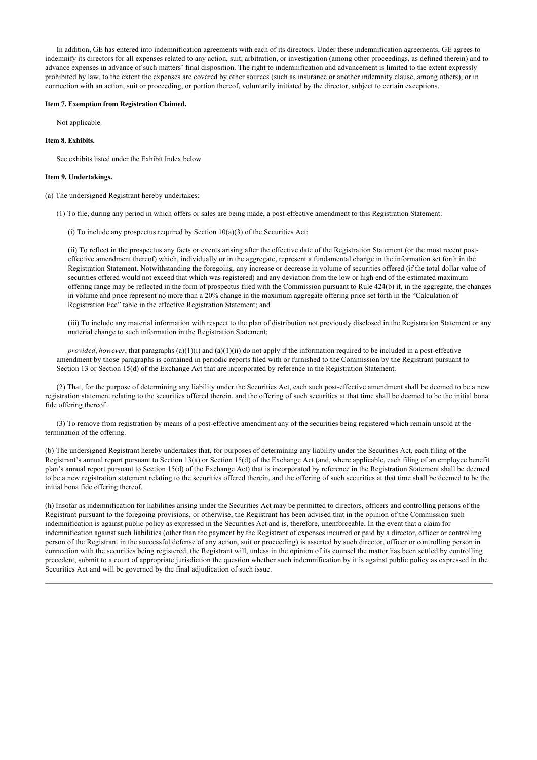In addition, GE has entered into indemnification agreements with each of its directors. Under these indemnification agreements, GE agrees to indemnify its directors for all expenses related to any action, suit, arbitration, or investigation (among other proceedings, as defined therein) and to advance expenses in advance of such matters' final disposition. The right to indemnification and advancement is limited to the extent expressly prohibited by law, to the extent the expenses are covered by other sources (such as insurance or another indemnity clause, among others), or in connection with an action, suit or proceeding, or portion thereof, voluntarily initiated by the director, subject to certain exceptions.

**Item 7. Exemption from Registration Claimed.**

Not applicable.

**Item 8. Exhibits.**

See exhibits listed under the Exhibit Index below.

**Item 9. Undertakings.**

(a) The undersigned Registrant hereby undertakes:

(1) To file, during any period in which offers or sales are being made, a post-effective amendment to this Registration Statement:

(i) To include any prospectus required by Section 10(a)(3) of the Securities Act;

(ii) To reflect in the prospectus any facts or events arising after the effective date of the Registration Statement (or the most recent post-effective amendment thereof) which, individually or in the aggregate, represent a fundamental change in the information set forth in the Registration Statement. Notwithstanding the foregoing, any increase or decrease in volume of securities offered (if the total dollar value of securities offered would not exceed that which was registered) and any deviation from the low or high end of the estimated maximum offering range may be reflected in the form of prospectus filed with the Commission pursuant to Rule 424(b) if, in the aggregate, the changes in volume and price represent no more than a 20% change in the maximum aggregate offering price set forth in the "Calculation of Registration Fee" table in the effective Registration Statement; and

(iii) To include any material information with respect to the plan of distribution not previously disclosed in the Registration Statement or any material change to such information in the Registration Statement;

*provided*, *however*, that paragraphs (a)(1)(i) and (a)(1)(ii) do not apply if the information required to be included in a post-effective amendment by those paragraphs is contained in periodic reports filed with or furnished to the Commission by the Registrant pursuant to Section 13 or Section 15(d) of the Exchange Act that are incorporated by reference in the Registration Statement.

(2) That, for the purpose of determining any liability under the Securities Act, each such post-effective amendment shall be deemed to be a new registration statement relating to the securities offered therein, and the offering of such securities at that time shall be deemed to be the initial bona fide offering thereof.

(3) To remove from registration by means of a post-effective amendment any of the securities being registered which remain unsold at the termination of the offering.

(b) The undersigned Registrant hereby undertakes that, for purposes of determining any liability under the Securities Act, each filing of the Registrant's annual report pursuant to Section 13(a) or Section 15(d) of the Exchange Act (and, where applicable, each filing of an employee benefit plan's annual report pursuant to Section 15(d) of the Exchange Act) that is incorporated by reference in the Registration Statement shall be deemed to be a new registration statement relating to the securities offered therein, and the offering of such securities at that time shall be deemed to be the initial bona fide offering thereof.

(h) Insofar as indemnification for liabilities arising under the Securities Act may be permitted to directors, officers and controlling persons of the Registrant pursuant to the foregoing provisions, or otherwise, the Registrant has been advised that in the opinion of the Commission such indemnification is against public policy as expressed in the Securities Act and is, therefore, unenforceable. In the event that a claim for indemnification against such liabilities (other than the payment by the Registrant of expenses incurred or paid by a director, officer or controlling person of the Registrant in the successful defense of any action, suit or proceeding) is asserted by such director, officer or controlling person in connection with the securities being registered, the Registrant will, unless in the opinion of its counsel the matter has been settled by controlling precedent, submit to a court of appropriate jurisdiction the question whether such indemnification by it is against public policy as expressed in the Securities Act and will be governed by the final adjudication of such issue.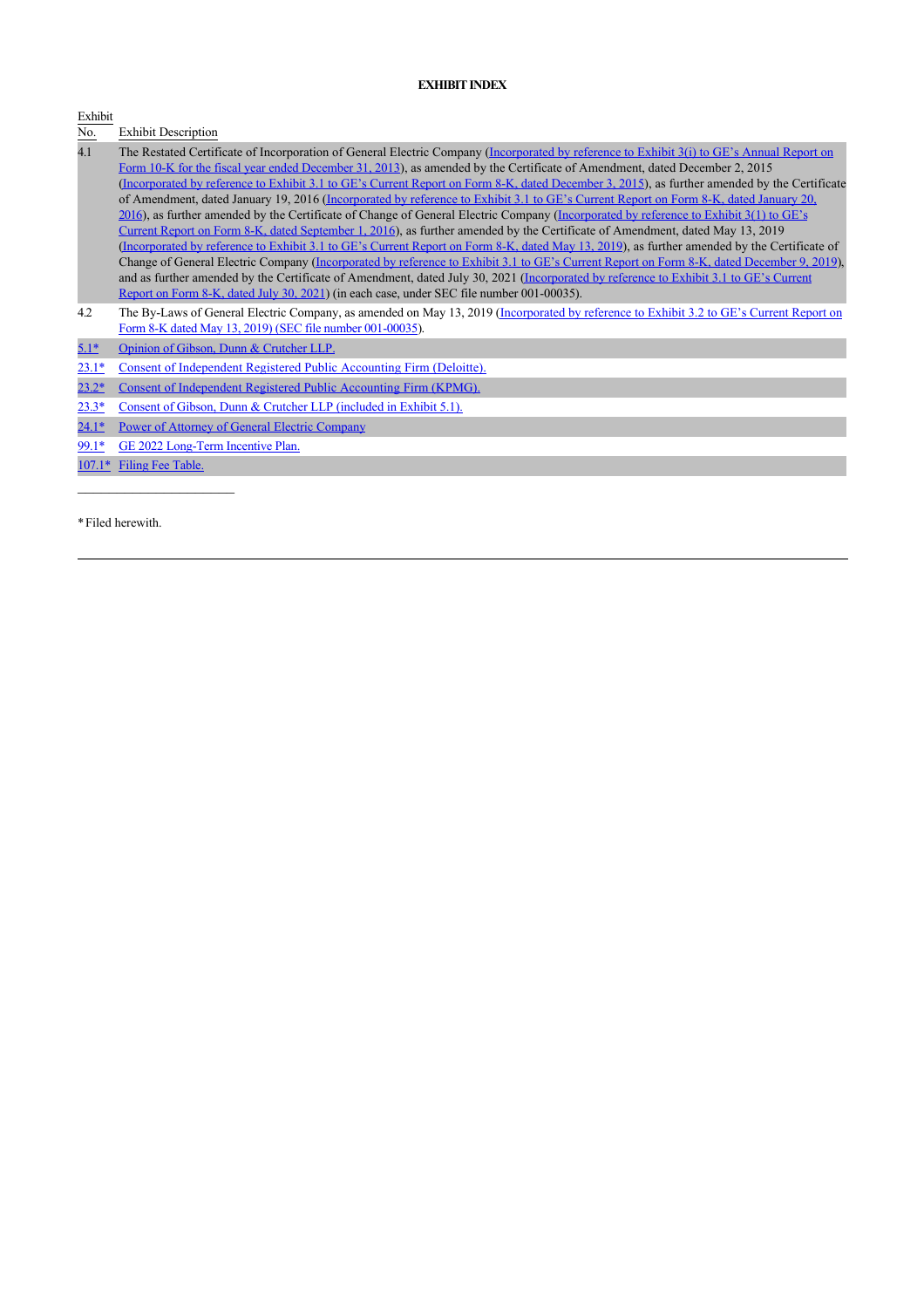## EXHIBIT INDEX

| Exhibit No. | Exhibit Description |
|---|---|
| 4.1 | The Restated Certificate of Incorporation of General Electric Company (Incorporated by reference to Exhibit 3(i) to GE's Annual Report on Form 10-K for the fiscal year ended December 31, 2013), as amended by the Certificate of Amendment, dated December 2, 2015 (Incorporated by reference to Exhibit 3.1 to GE's Current Report on Form 8-K, dated December 3, 2015), as further amended by the Certificate of Amendment, dated January 19, 2016 (Incorporated by reference to Exhibit 3.1 to GE's Current Report on Form 8-K, dated January 20, 2016), as further amended by the Certificate of Change of General Electric Company (Incorporated by reference to Exhibit 3(1) to GE's Current Report on Form 8-K, dated September 1, 2016), as further amended by the Certificate of Amendment, dated May 13, 2019 (Incorporated by reference to Exhibit 3.1 to GE's Current Report on Form 8-K, dated May 13, 2019), as further amended by the Certificate of Change of General Electric Company (Incorporated by reference to Exhibit 3.1 to GE's Current Report on Form 8-K, dated December 9, 2019), and as further amended by the Certificate of Amendment, dated July 30, 2021 (Incorporated by reference to Exhibit 3.1 to GE's Current Report on Form 8-K, dated July 30, 2021) (in each case, under SEC file number 001-00035). |
| 4.2 | The By-Laws of General Electric Company, as amended on May 13, 2019 (Incorporated by reference to Exhibit 3.2 to GE's Current Report on Form 8-K dated May 13, 2019) (SEC file number 001-00035). |
| 5.1* | Opinion of Gibson, Dunn & Crutcher LLP. |
| 23.1* | Consent of Independent Registered Public Accounting Firm (Deloitte). |
| 23.2* | Consent of Independent Registered Public Accounting Firm (KPMG). |
| 23.3* | Consent of Gibson, Dunn & Crutcher LLP (included in Exhibit 5.1). |
| 24.1* | Power of Attorney of General Electric Company |
| 99.1* | GE 2022 Long-Term Incentive Plan. |
| 107.1* | Filing Fee Table. |

\* Filed herewith.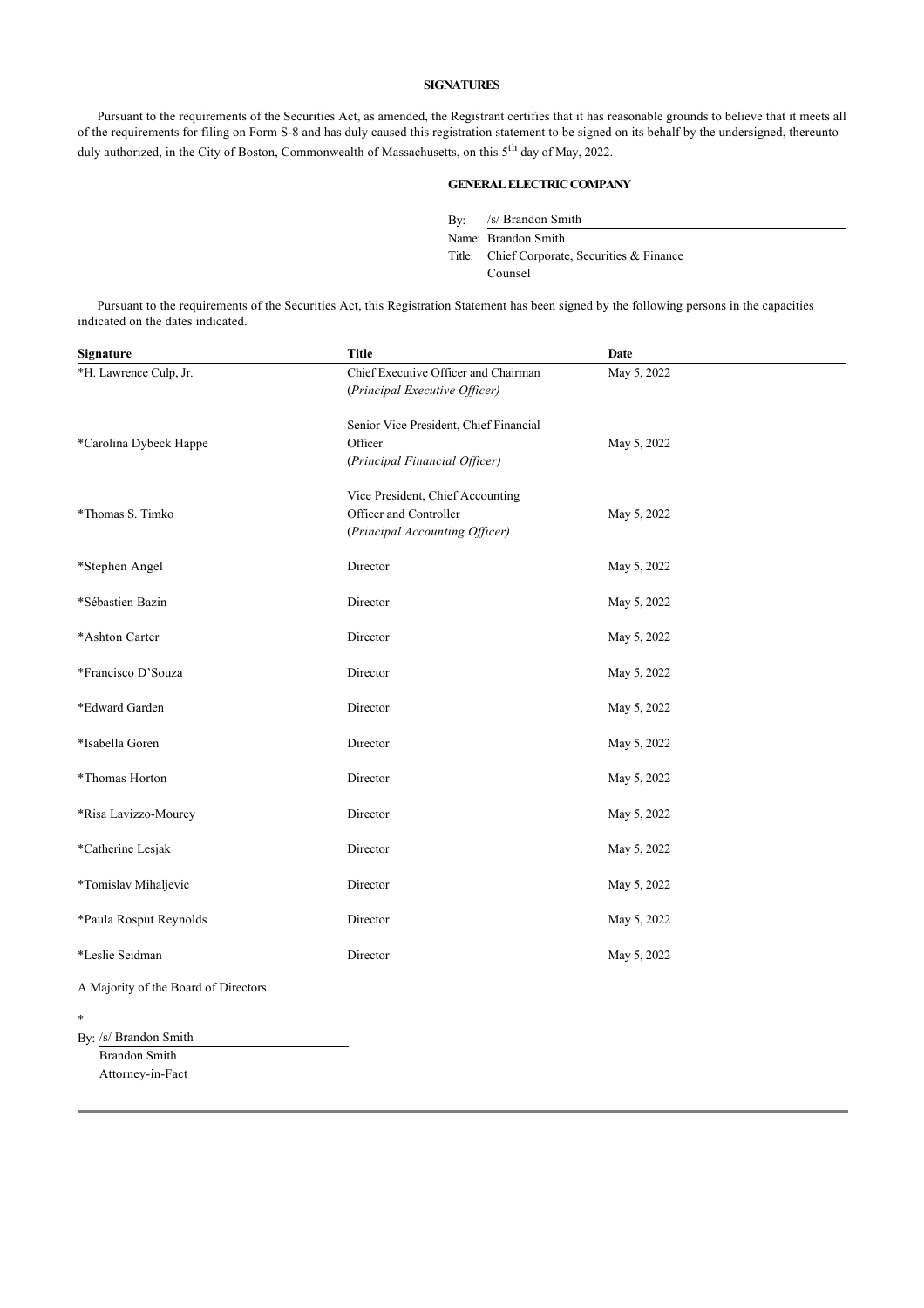## SIGNATURES

Pursuant to the requirements of the Securities Act, as amended, the Registrant certifies that it has reasonable grounds to believe that it meets all of the requirements for filing on Form S-8 and has duly caused this registration statement to be signed on its behalf by the undersigned, thereunto duly authorized, in the City of Boston, Commonwealth of Massachusetts, on this 5th day of May, 2022.

**GENERAL ELECTRIC COMPANY**

By: /s/ Brandon Smith
Name: Brandon Smith
Title: Chief Corporate, Securities & Finance Counsel

Pursuant to the requirements of the Securities Act, this Registration Statement has been signed by the following persons in the capacities indicated on the dates indicated.

| Signature | Title | Date |
|---|---|---|
| *H. Lawrence Culp, Jr. | Chief Executive Officer and Chairman (*Principal Executive Officer)* | May 5, 2022 |
| *Carolina Dybeck Happe | Senior Vice President, Chief Financial Officer (*Principal Financial Officer)* | May 5, 2022 |
| *Thomas S. Timko | Vice President, Chief Accounting Officer and Controller (*Principal Accounting Officer)* | May 5, 2022 |
| *Stephen Angel | Director | May 5, 2022 |
| *Sébastien Bazin | Director | May 5, 2022 |
| *Ashton Carter | Director | May 5, 2022 |
| *Francisco D'Souza | Director | May 5, 2022 |
| *Edward Garden | Director | May 5, 2022 |
| *Isabella Goren | Director | May 5, 2022 |
| *Thomas Horton | Director | May 5, 2022 |
| *Risa Lavizzo-Mourey | Director | May 5, 2022 |
| *Catherine Lesjak | Director | May 5, 2022 |
| *Tomislav Mihaljevic | Director | May 5, 2022 |
| *Paula Rosput Reynolds | Director | May 5, 2022 |
| *Leslie Seidman | Director | May 5, 2022 |

A Majority of the Board of Directors.

*

By: /s/ Brandon Smith
Brandon Smith
Attorney-in-Fact